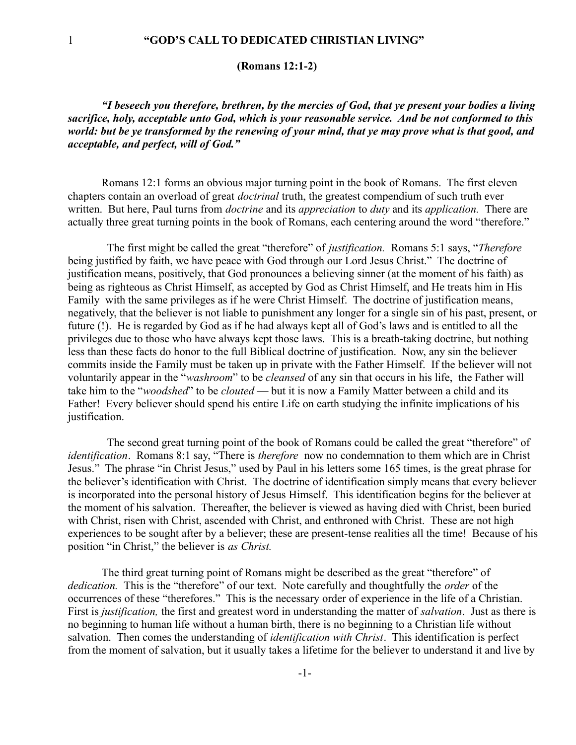# "GOD'S CALL TO DEDICATED CHRISTIAN LIVING"

**(Romans 12:1-2)**

***"I beseech you therefore, brethren, by the mercies of God, that ye present your bodies a living sacrifice, holy, acceptable unto God, which is your reasonable service. And be not conformed to this world: but be ye transformed by the renewing of your mind, that ye may prove what is that good, and acceptable, and perfect, will of God."***

Romans 12:1 forms an obvious major turning point in the book of Romans. The first eleven chapters contain an overload of great *doctrinal* truth, the greatest compendium of such truth ever written. But here, Paul turns from *doctrine* and its *appreciation* to *duty* and its *application.* There are actually three great turning points in the book of Romans, each centering around the word "therefore."

The first might be called the great "therefore" of *justification.* Romans 5:1 says, "*Therefore* being justified by faith, we have peace with God through our Lord Jesus Christ." The doctrine of justification means, positively, that God pronounces a believing sinner (at the moment of his faith) as being as righteous as Christ Himself, as accepted by God as Christ Himself, and He treats him in His Family with the same privileges as if he were Christ Himself. The doctrine of justification means, negatively, that the believer is not liable to punishment any longer for a single sin of his past, present, or future (!). He is regarded by God as if he had always kept all of God's laws and is entitled to all the privileges due to those who have always kept those laws. This is a breath-taking doctrine, but nothing less than these facts do honor to the full Biblical doctrine of justification. Now, any sin the believer commits inside the Family must be taken up in private with the Father Himself. If the believer will not voluntarily appear in the "*washroom*" to be *cleansed* of any sin that occurs in his life, the Father will take him to the "*woodshed*" to be *clouted* — but it is now a Family Matter between a child and its Father! Every believer should spend his entire Life on earth studying the infinite implications of his justification.

The second great turning point of the book of Romans could be called the great "therefore" of *identification*. Romans 8:1 say, "There is *therefore* now no condemnation to them which are in Christ Jesus." The phrase "in Christ Jesus," used by Paul in his letters some 165 times, is the great phrase for the believer's identification with Christ. The doctrine of identification simply means that every believer is incorporated into the personal history of Jesus Himself. This identification begins for the believer at the moment of his salvation. Thereafter, the believer is viewed as having died with Christ, been buried with Christ, risen with Christ, ascended with Christ, and enthroned with Christ. These are not high experiences to be sought after by a believer; these are present-tense realities all the time! Because of his position "in Christ," the believer is *as Christ.*

The third great turning point of Romans might be described as the great "therefore" of *dedication.* This is the "therefore" of our text. Note carefully and thoughtfully the *order* of the occurrences of these "therefores." This is the necessary order of experience in the life of a Christian. First is *justification,* the first and greatest word in understanding the matter of *salvation*. Just as there is no beginning to human life without a human birth, there is no beginning to a Christian life without salvation. Then comes the understanding of *identification with Christ*. This identification is perfect from the moment of salvation, but it usually takes a lifetime for the believer to understand it and live by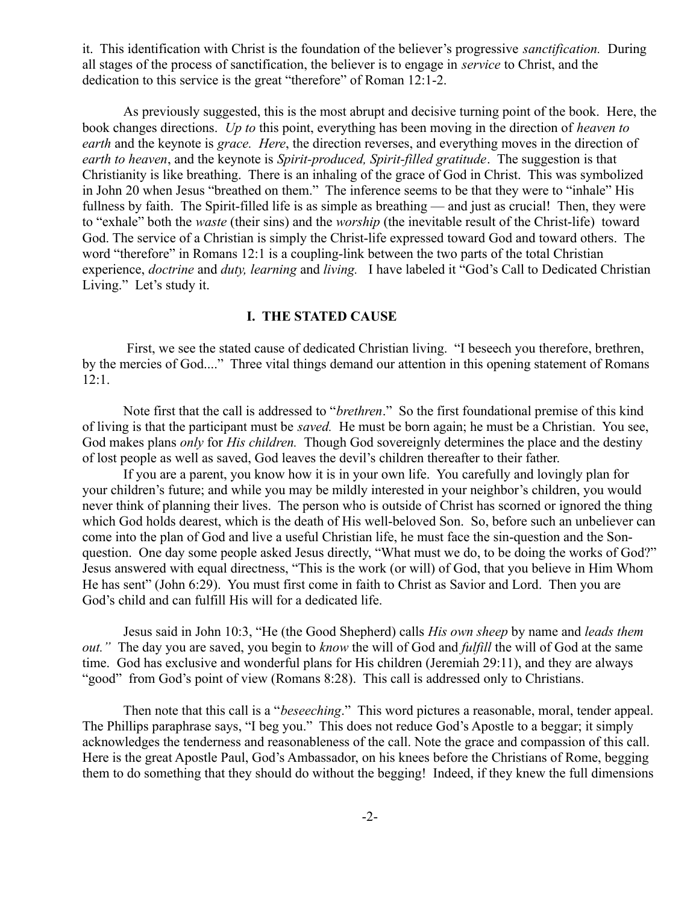it. This identification with Christ is the foundation of the believer's progressive *sanctification.* During all stages of the process of sanctification, the believer is to engage in *service* to Christ, and the dedication to this service is the great "therefore" of Roman 12:1-2.

As previously suggested, this is the most abrupt and decisive turning point of the book. Here, the book changes directions. *Up to* this point, everything has been moving in the direction of *heaven to earth* and the keynote is *grace. Here*, the direction reverses, and everything moves in the direction of *earth to heaven*, and the keynote is *Spirit-produced, Spirit-filled gratitude*. The suggestion is that Christianity is like breathing. There is an inhaling of the grace of God in Christ. This was symbolized in John 20 when Jesus "breathed on them." The inference seems to be that they were to "inhale" His fullness by faith. The Spirit-filled life is as simple as breathing — and just as crucial! Then, they were to "exhale" both the *waste* (their sins) and the *worship* (the inevitable result of the Christ-life) toward God. The service of a Christian is simply the Christ-life expressed toward God and toward others. The word "therefore" in Romans 12:1 is a coupling-link between the two parts of the total Christian experience, *doctrine* and *duty, learning* and *living.* I have labeled it "God's Call to Dedicated Christian Living." Let's study it.

## I. THE STATED CAUSE

First, we see the stated cause of dedicated Christian living. "I beseech you therefore, brethren, by the mercies of God...." Three vital things demand our attention in this opening statement of Romans 12:1.

Note first that the call is addressed to "*brethren*." So the first foundational premise of this kind of living is that the participant must be *saved.* He must be born again; he must be a Christian. You see, God makes plans *only* for *His children.* Though God sovereignly determines the place and the destiny of lost people as well as saved, God leaves the devil's children thereafter to their father.

If you are a parent, you know how it is in your own life. You carefully and lovingly plan for your children's future; and while you may be mildly interested in your neighbor's children, you would never think of planning their lives. The person who is outside of Christ has scorned or ignored the thing which God holds dearest, which is the death of His well-beloved Son. So, before such an unbeliever can come into the plan of God and live a useful Christian life, he must face the sin-question and the Son-question. One day some people asked Jesus directly, "What must we do, to be doing the works of God?" Jesus answered with equal directness, "This is the work (or will) of God, that you believe in Him Whom He has sent" (John 6:29). You must first come in faith to Christ as Savior and Lord. Then you are God's child and can fulfill His will for a dedicated life.

Jesus said in John 10:3, "He (the Good Shepherd) calls *His own sheep* by name and *leads them out."* The day you are saved, you begin to *know* the will of God and *fulfill* the will of God at the same time. God has exclusive and wonderful plans for His children (Jeremiah 29:11), and they are always "good" from God's point of view (Romans 8:28). This call is addressed only to Christians.

Then note that this call is a "*beseeching*." This word pictures a reasonable, moral, tender appeal. The Phillips paraphrase says, "I beg you." This does not reduce God's Apostle to a beggar; it simply acknowledges the tenderness and reasonableness of the call. Note the grace and compassion of this call. Here is the great Apostle Paul, God's Ambassador, on his knees before the Christians of Rome, begging them to do something that they should do without the begging! Indeed, if they knew the full dimensions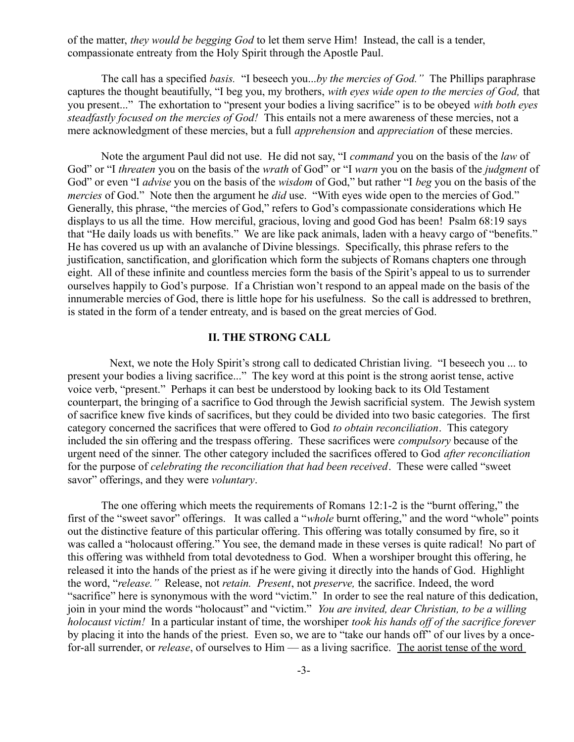of the matter, *they would be begging God* to let them serve Him! Instead, the call is a tender, compassionate entreaty from the Holy Spirit through the Apostle Paul.

The call has a specified *basis.* "I beseech you...*by the mercies of God."* The Phillips paraphrase captures the thought beautifully, "I beg you, my brothers, *with eyes wide open to the mercies of God,* that you present..." The exhortation to "present your bodies a living sacrifice" is to be obeyed *with both eyes steadfastly focused on the mercies of God!* This entails not a mere awareness of these mercies, not a mere acknowledgment of these mercies, but a full *apprehension* and *appreciation* of these mercies.

Note the argument Paul did not use. He did not say, "I *command* you on the basis of the *law* of God" or "I *threaten* you on the basis of the *wrath* of God" or "I *warn* you on the basis of the *judgment* of God" or even "I *advise* you on the basis of the *wisdom* of God," but rather "I *beg* you on the basis of the *mercies* of God." Note then the argument he *did* use. "With eyes wide open to the mercies of God." Generally, this phrase, "the mercies of God," refers to God's compassionate considerations which He displays to us all the time. How merciful, gracious, loving and good God has been! Psalm 68:19 says that "He daily loads us with benefits." We are like pack animals, laden with a heavy cargo of "benefits." He has covered us up with an avalanche of Divine blessings. Specifically, this phrase refers to the justification, sanctification, and glorification which form the subjects of Romans chapters one through eight. All of these infinite and countless mercies form the basis of the Spirit's appeal to us to surrender ourselves happily to God's purpose. If a Christian won't respond to an appeal made on the basis of the innumerable mercies of God, there is little hope for his usefulness. So the call is addressed to brethren, is stated in the form of a tender entreaty, and is based on the great mercies of God.

## II. THE STRONG CALL

Next, we note the Holy Spirit's strong call to dedicated Christian living. "I beseech you ... to present your bodies a living sacrifice..." The key word at this point is the strong aorist tense, active voice verb, "present." Perhaps it can best be understood by looking back to its Old Testament counterpart, the bringing of a sacrifice to God through the Jewish sacrificial system. The Jewish system of sacrifice knew five kinds of sacrifices, but they could be divided into two basic categories. The first category concerned the sacrifices that were offered to God *to obtain reconciliation*. This category included the sin offering and the trespass offering. These sacrifices were *compulsory* because of the urgent need of the sinner. The other category included the sacrifices offered to God *after reconciliation* for the purpose of *celebrating the reconciliation that had been received*. These were called "sweet savor" offerings, and they were *voluntary*.

The one offering which meets the requirements of Romans 12:1-2 is the "burnt offering," the first of the "sweet savor" offerings. It was called a "*whole* burnt offering," and the word "whole" points out the distinctive feature of this particular offering. This offering was totally consumed by fire, so it was called a "holocaust offering." You see, the demand made in these verses is quite radical! No part of this offering was withheld from total devotedness to God. When a worshiper brought this offering, he released it into the hands of the priest as if he were giving it directly into the hands of God. Highlight the word, "*release."* Release, not *retain. Present*, not *preserve,* the sacrifice. Indeed, the word "sacrifice" here is synonymous with the word "victim." In order to see the real nature of this dedication, join in your mind the words "holocaust" and "victim." *You are invited, dear Christian, to be a willing holocaust victim!* In a particular instant of time, the worshiper *took his hands off of the sacrifice forever* by placing it into the hands of the priest. Even so, we are to "take our hands off" of our lives by a once-for-all surrender, or *release*, of ourselves to Him — as a living sacrifice. <u>The aorist tense of the word</u>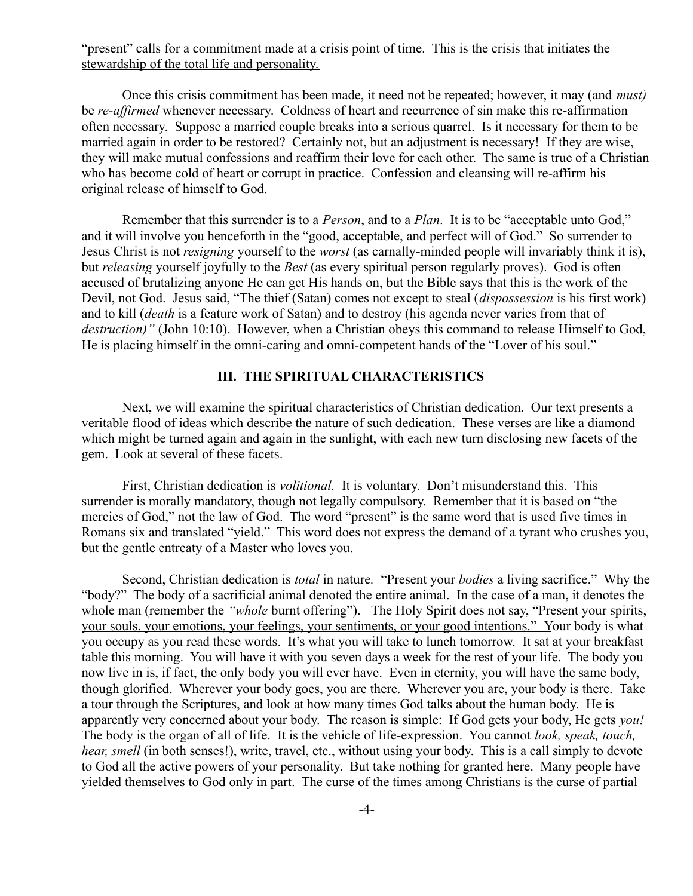<u>"present" calls for a commitment made at a crisis point of time. This is the crisis that initiates the stewardship of the total life and personality.</u>

Once this crisis commitment has been made, it need not be repeated; however, it may (and *must)* be *re-affirmed* whenever necessary. Coldness of heart and recurrence of sin make this re-affirmation often necessary. Suppose a married couple breaks into a serious quarrel. Is it necessary for them to be married again in order to be restored? Certainly not, but an adjustment is necessary! If they are wise, they will make mutual confessions and reaffirm their love for each other. The same is true of a Christian who has become cold of heart or corrupt in practice. Confession and cleansing will re-affirm his original release of himself to God.

Remember that this surrender is to a *Person*, and to a *Plan*. It is to be "acceptable unto God," and it will involve you henceforth in the "good, acceptable, and perfect will of God." So surrender to Jesus Christ is not *resigning* yourself to the *worst* (as carnally-minded people will invariably think it is), but *releasing* yourself joyfully to the *Best* (as every spiritual person regularly proves). God is often accused of brutalizing anyone He can get His hands on, but the Bible says that this is the work of the Devil, not God. Jesus said, "The thief (Satan) comes not except to steal (*dispossession* is his first work) and to kill (*death* is a feature work of Satan) and to destroy (his agenda never varies from that of *destruction)"* (John 10:10). However, when a Christian obeys this command to release Himself to God, He is placing himself in the omni-caring and omni-competent hands of the "Lover of his soul."

### III. THE SPIRITUAL CHARACTERISTICS

Next, we will examine the spiritual characteristics of Christian dedication. Our text presents a veritable flood of ideas which describe the nature of such dedication. These verses are like a diamond which might be turned again and again in the sunlight, with each new turn disclosing new facets of the gem. Look at several of these facets.

First, Christian dedication is *volitional.* It is voluntary. Don't misunderstand this. This surrender is morally mandatory, though not legally compulsory. Remember that it is based on "the mercies of God," not the law of God. The word "present" is the same word that is used five times in Romans six and translated "yield." This word does not express the demand of a tyrant who crushes you, but the gentle entreaty of a Master who loves you.

Second, Christian dedication is *total* in nature*.* "Present your *bodies* a living sacrifice." Why the "body?" The body of a sacrificial animal denoted the entire animal. In the case of a man, it denotes the whole man (remember the *"whole* burnt offering"). <u>The Holy Spirit does not say, "Present your spirits, your souls, your emotions, your feelings, your sentiments, or your good intentions."</u> Your body is what you occupy as you read these words. It's what you will take to lunch tomorrow. It sat at your breakfast table this morning. You will have it with you seven days a week for the rest of your life. The body you now live in is, if fact, the only body you will ever have. Even in eternity, you will have the same body, though glorified. Wherever your body goes, you are there. Wherever you are, your body is there. Take a tour through the Scriptures, and look at how many times God talks about the human body. He is apparently very concerned about your body. The reason is simple: If God gets your body, He gets *you!* The body is the organ of all of life. It is the vehicle of life-expression. You cannot *look, speak, touch, hear, smell* (in both senses!), write, travel, etc., without using your body. This is a call simply to devote to God all the active powers of your personality. But take nothing for granted here. Many people have yielded themselves to God only in part. The curse of the times among Christians is the curse of partial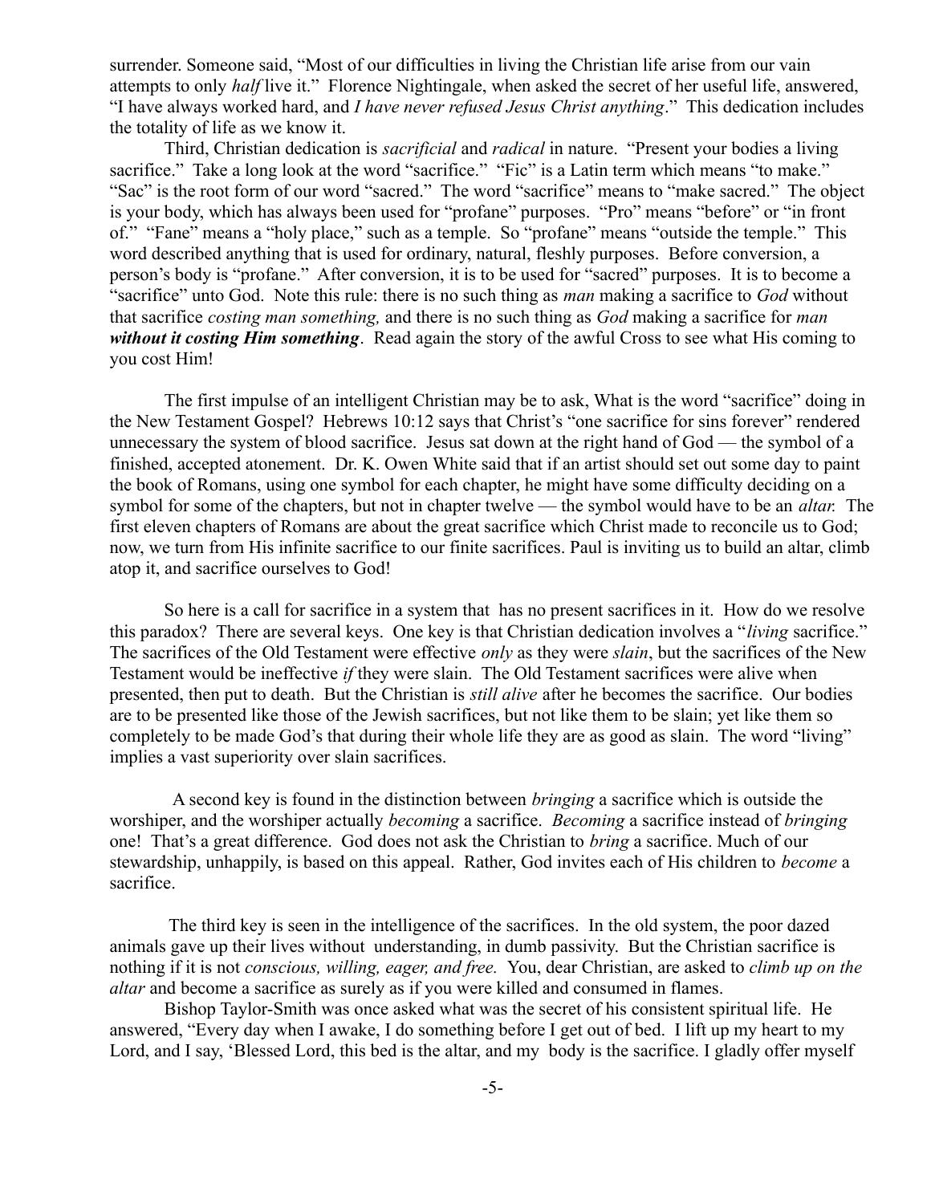surrender. Someone said, "Most of our difficulties in living the Christian life arise from our vain attempts to only *half* live it." Florence Nightingale, when asked the secret of her useful life, answered, "I have always worked hard, and *I have never refused Jesus Christ anything*." This dedication includes the totality of life as we know it.

Third, Christian dedication is *sacrificial* and *radical* in nature. "Present your bodies a living sacrifice." Take a long look at the word "sacrifice." "Fic" is a Latin term which means "to make." "Sac" is the root form of our word "sacred." The word "sacrifice" means to "make sacred." The object is your body, which has always been used for "profane" purposes. "Pro" means "before" or "in front of." "Fane" means a "holy place," such as a temple. So "profane" means "outside the temple." This word described anything that is used for ordinary, natural, fleshly purposes. Before conversion, a person's body is "profane." After conversion, it is to be used for "sacred" purposes. It is to become a "sacrifice" unto God. Note this rule: there is no such thing as *man* making a sacrifice to *God* without that sacrifice *costing man something,* and there is no such thing as *God* making a sacrifice for *man* ***without it costing Him something***. Read again the story of the awful Cross to see what His coming to you cost Him!

The first impulse of an intelligent Christian may be to ask, What is the word "sacrifice" doing in the New Testament Gospel? Hebrews 10:12 says that Christ's "one sacrifice for sins forever" rendered unnecessary the system of blood sacrifice. Jesus sat down at the right hand of God — the symbol of a finished, accepted atonement. Dr. K. Owen White said that if an artist should set out some day to paint the book of Romans, using one symbol for each chapter, he might have some difficulty deciding on a symbol for some of the chapters, but not in chapter twelve — the symbol would have to be an *altar.* The first eleven chapters of Romans are about the great sacrifice which Christ made to reconcile us to God; now, we turn from His infinite sacrifice to our finite sacrifices. Paul is inviting us to build an altar, climb atop it, and sacrifice ourselves to God!

So here is a call for sacrifice in a system that has no present sacrifices in it. How do we resolve this paradox? There are several keys. One key is that Christian dedication involves a "*living* sacrifice." The sacrifices of the Old Testament were effective *only* as they were *slain*, but the sacrifices of the New Testament would be ineffective *if* they were slain. The Old Testament sacrifices were alive when presented, then put to death. But the Christian is *still alive* after he becomes the sacrifice. Our bodies are to be presented like those of the Jewish sacrifices, but not like them to be slain; yet like them so completely to be made God's that during their whole life they are as good as slain. The word "living" implies a vast superiority over slain sacrifices.

A second key is found in the distinction between *bringing* a sacrifice which is outside the worshiper, and the worshiper actually *becoming* a sacrifice. *Becoming* a sacrifice instead of *bringing* one! That's a great difference. God does not ask the Christian to *bring* a sacrifice. Much of our stewardship, unhappily, is based on this appeal. Rather, God invites each of His children to *become* a sacrifice.

The third key is seen in the intelligence of the sacrifices. In the old system, the poor dazed animals gave up their lives without understanding, in dumb passivity. But the Christian sacrifice is nothing if it is not *conscious, willing, eager, and free.* You, dear Christian, are asked to *climb up on the altar* and become a sacrifice as surely as if you were killed and consumed in flames.

Bishop Taylor-Smith was once asked what was the secret of his consistent spiritual life. He answered, "Every day when I awake, I do something before I get out of bed. I lift up my heart to my Lord, and I say, 'Blessed Lord, this bed is the altar, and my body is the sacrifice. I gladly offer myself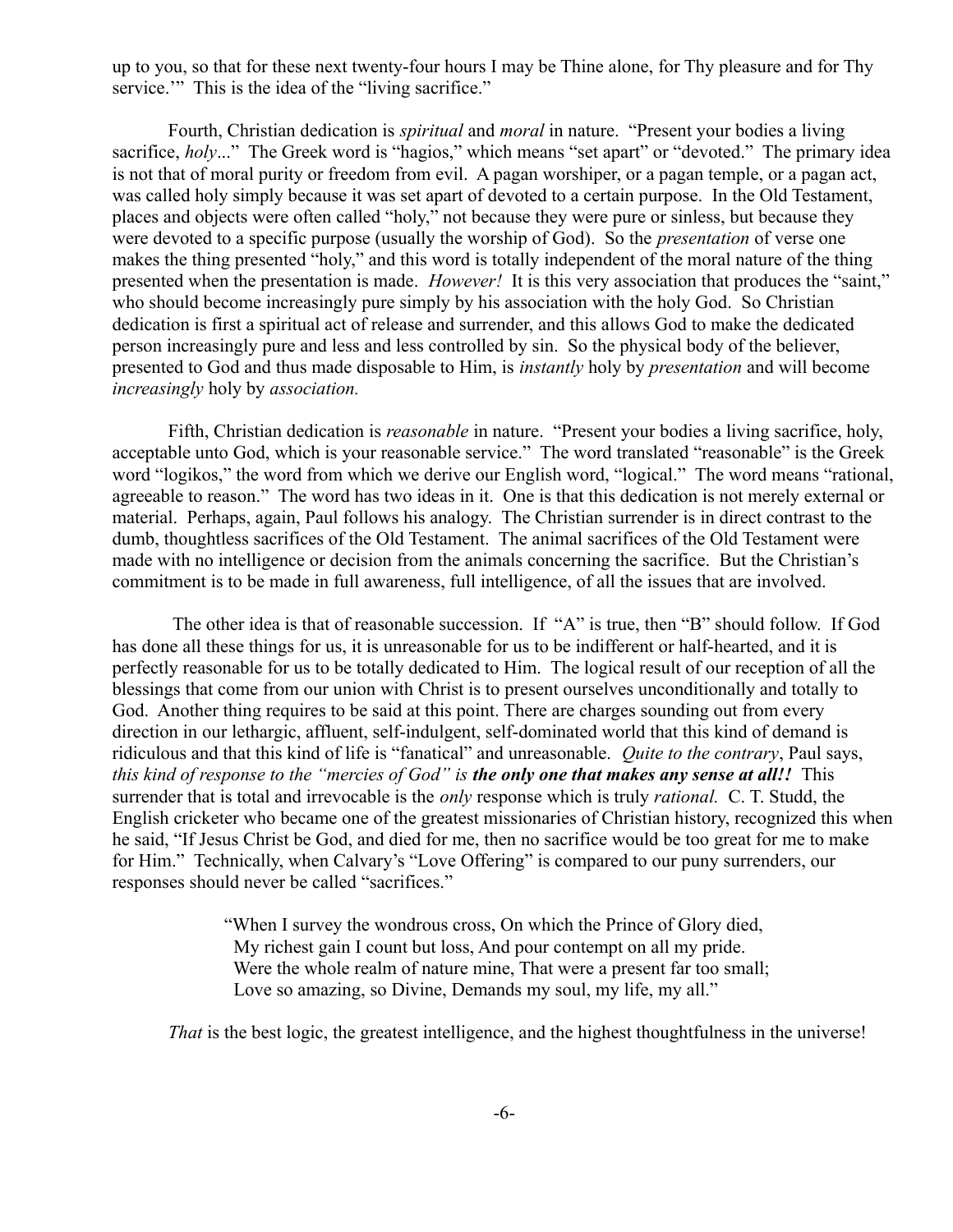up to you, so that for these next twenty-four hours I may be Thine alone, for Thy pleasure and for Thy service.'" This is the idea of the "living sacrifice."

Fourth, Christian dedication is *spiritual* and *moral* in nature. "Present your bodies a living sacrifice, *holy*..." The Greek word is "hagios," which means "set apart" or "devoted." The primary idea is not that of moral purity or freedom from evil. A pagan worshiper, or a pagan temple, or a pagan act, was called holy simply because it was set apart of devoted to a certain purpose. In the Old Testament, places and objects were often called "holy," not because they were pure or sinless, but because they were devoted to a specific purpose (usually the worship of God). So the *presentation* of verse one makes the thing presented "holy," and this word is totally independent of the moral nature of the thing presented when the presentation is made. *However!* It is this very association that produces the "saint," who should become increasingly pure simply by his association with the holy God. So Christian dedication is first a spiritual act of release and surrender, and this allows God to make the dedicated person increasingly pure and less and less controlled by sin. So the physical body of the believer, presented to God and thus made disposable to Him, is *instantly* holy by *presentation* and will become *increasingly* holy by *association.*

Fifth, Christian dedication is *reasonable* in nature. "Present your bodies a living sacrifice, holy, acceptable unto God, which is your reasonable service." The word translated "reasonable" is the Greek word "logikos," the word from which we derive our English word, "logical." The word means "rational, agreeable to reason." The word has two ideas in it. One is that this dedication is not merely external or material. Perhaps, again, Paul follows his analogy. The Christian surrender is in direct contrast to the dumb, thoughtless sacrifices of the Old Testament. The animal sacrifices of the Old Testament were made with no intelligence or decision from the animals concerning the sacrifice. But the Christian's commitment is to be made in full awareness, full intelligence, of all the issues that are involved.

The other idea is that of reasonable succession. If "A" is true, then "B" should follow. If God has done all these things for us, it is unreasonable for us to be indifferent or half-hearted, and it is perfectly reasonable for us to be totally dedicated to Him. The logical result of our reception of all the blessings that come from our union with Christ is to present ourselves unconditionally and totally to God. Another thing requires to be said at this point. There are charges sounding out from every direction in our lethargic, affluent, self-indulgent, self-dominated world that this kind of demand is ridiculous and that this kind of life is "fanatical" and unreasonable. *Quite to the contrary*, Paul says, *this kind of response to the "mercies of God" is* ***the only one that makes any sense at all!!*** This surrender that is total and irrevocable is the *only* response which is truly *rational.* C. T. Studd, the English cricketer who became one of the greatest missionaries of Christian history, recognized this when he said, "If Jesus Christ be God, and died for me, then no sacrifice would be too great for me to make for Him." Technically, when Calvary's "Love Offering" is compared to our puny surrenders, our responses should never be called "sacrifices."

> "When I survey the wondrous cross, On which the Prince of Glory died,
> My richest gain I count but loss, And pour contempt on all my pride.
> Were the whole realm of nature mine, That were a present far too small;
> Love so amazing, so Divine, Demands my soul, my life, my all."

*That* is the best logic, the greatest intelligence, and the highest thoughtfulness in the universe!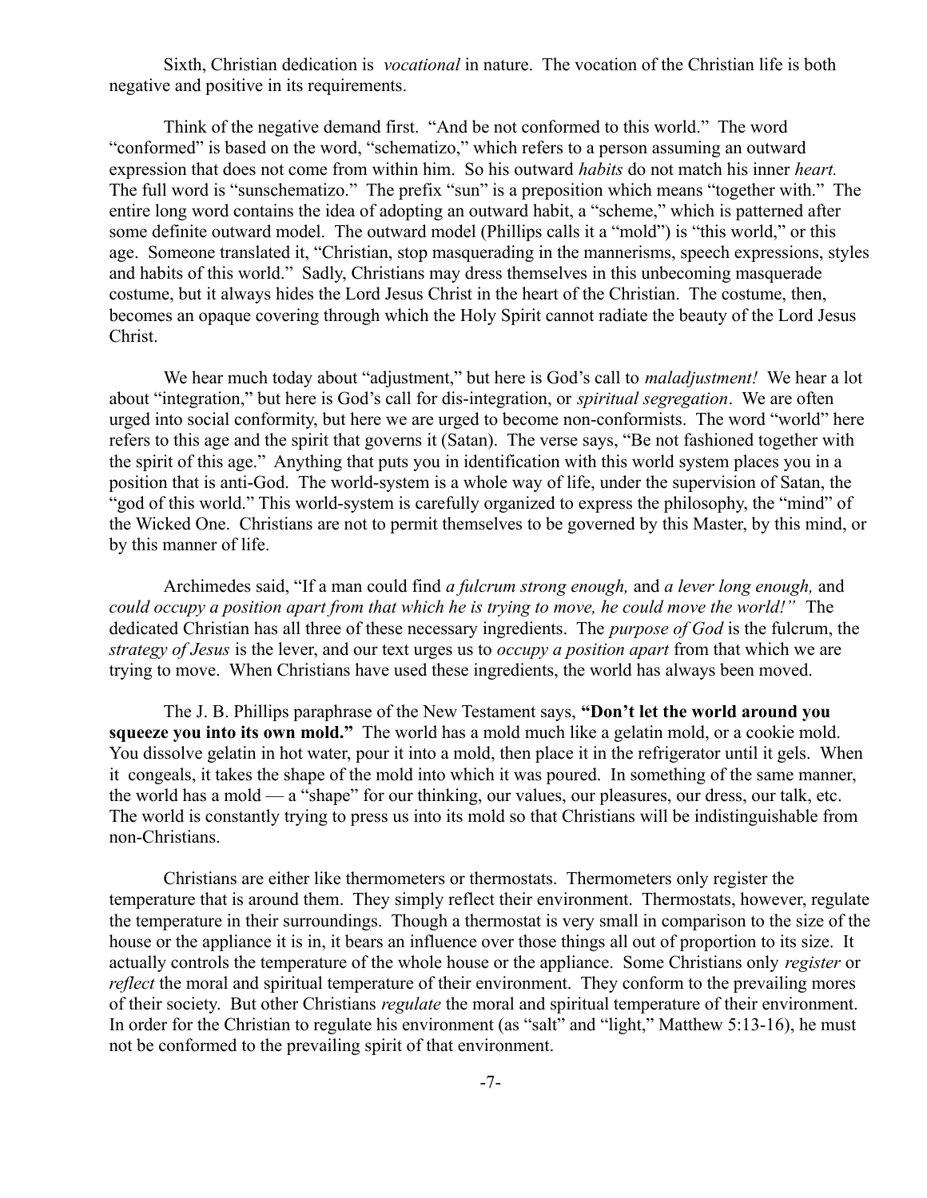Sixth, Christian dedication is *vocational* in nature. The vocation of the Christian life is both negative and positive in its requirements.

Think of the negative demand first. "And be not conformed to this world." The word "conformed" is based on the word, "schematizo," which refers to a person assuming an outward expression that does not come from within him. So his outward *habits* do not match his inner *heart.* The full word is "sunschematizo." The prefix "sun" is a preposition which means "together with." The entire long word contains the idea of adopting an outward habit, a "scheme," which is patterned after some definite outward model. The outward model (Phillips calls it a "mold") is "this world," or this age. Someone translated it, "Christian, stop masquerading in the mannerisms, speech expressions, styles and habits of this world." Sadly, Christians may dress themselves in this unbecoming masquerade costume, but it always hides the Lord Jesus Christ in the heart of the Christian. The costume, then, becomes an opaque covering through which the Holy Spirit cannot radiate the beauty of the Lord Jesus Christ.

We hear much today about "adjustment," but here is God's call to *maladjustment!* We hear a lot about "integration," but here is God's call for dis-integration, or *spiritual segregation*. We are often urged into social conformity, but here we are urged to become non-conformists. The word "world" here refers to this age and the spirit that governs it (Satan). The verse says, "Be not fashioned together with the spirit of this age." Anything that puts you in identification with this world system places you in a position that is anti-God. The world-system is a whole way of life, under the supervision of Satan, the "god of this world." This world-system is carefully organized to express the philosophy, the "mind" of the Wicked One. Christians are not to permit themselves to be governed by this Master, by this mind, or by this manner of life.

Archimedes said, "If a man could find *a fulcrum strong enough,* and *a lever long enough,* and *could occupy a position apart from that which he is trying to move, he could move the world!"* The dedicated Christian has all three of these necessary ingredients. The *purpose of God* is the fulcrum, the *strategy of Jesus* is the lever, and our text urges us to *occupy a position apart* from that which we are trying to move. When Christians have used these ingredients, the world has always been moved.

The J. B. Phillips paraphrase of the New Testament says, **"Don't let the world around you squeeze you into its own mold."** The world has a mold much like a gelatin mold, or a cookie mold. You dissolve gelatin in hot water, pour it into a mold, then place it in the refrigerator until it gels. When it congeals, it takes the shape of the mold into which it was poured. In something of the same manner, the world has a mold — a "shape" for our thinking, our values, our pleasures, our dress, our talk, etc. The world is constantly trying to press us into its mold so that Christians will be indistinguishable from non-Christians.

Christians are either like thermometers or thermostats. Thermometers only register the temperature that is around them. They simply reflect their environment. Thermostats, however, regulate the temperature in their surroundings. Though a thermostat is very small in comparison to the size of the house or the appliance it is in, it bears an influence over those things all out of proportion to its size. It actually controls the temperature of the whole house or the appliance. Some Christians only *register* or *reflect* the moral and spiritual temperature of their environment. They conform to the prevailing mores of their society. But other Christians *regulate* the moral and spiritual temperature of their environment. In order for the Christian to regulate his environment (as "salt" and "light," Matthew 5:13-16), he must not be conformed to the prevailing spirit of that environment.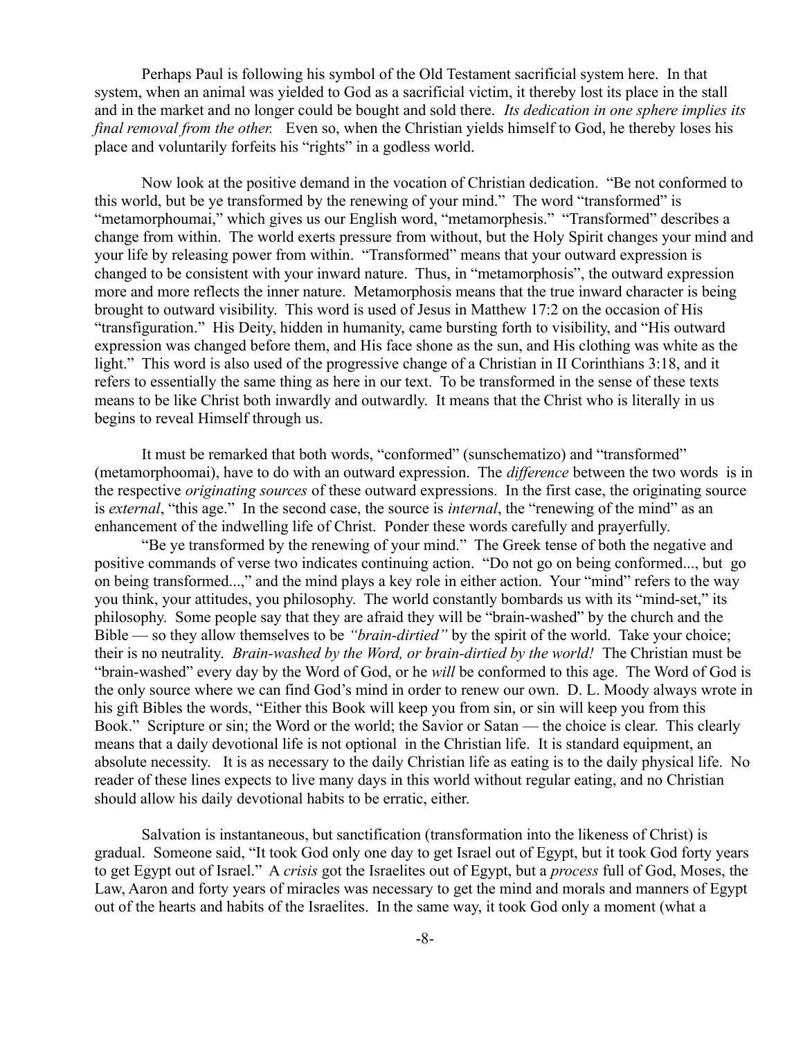Perhaps Paul is following his symbol of the Old Testament sacrificial system here. In that system, when an animal was yielded to God as a sacrificial victim, it thereby lost its place in the stall and in the market and no longer could be bought and sold there. *Its dedication in one sphere implies its final removal from the other.* Even so, when the Christian yields himself to God, he thereby loses his place and voluntarily forfeits his "rights" in a godless world.

Now look at the positive demand in the vocation of Christian dedication. "Be not conformed to this world, but be ye transformed by the renewing of your mind." The word "transformed" is "metamorphoumai," which gives us our English word, "metamorphesis." "Transformed" describes a change from within. The world exerts pressure from without, but the Holy Spirit changes your mind and your life by releasing power from within. "Transformed" means that your outward expression is changed to be consistent with your inward nature. Thus, in "metamorphosis", the outward expression more and more reflects the inner nature. Metamorphosis means that the true inward character is being brought to outward visibility. This word is used of Jesus in Matthew 17:2 on the occasion of His "transfiguration." His Deity, hidden in humanity, came bursting forth to visibility, and "His outward expression was changed before them, and His face shone as the sun, and His clothing was white as the light." This word is also used of the progressive change of a Christian in II Corinthians 3:18, and it refers to essentially the same thing as here in our text. To be transformed in the sense of these texts means to be like Christ both inwardly and outwardly. It means that the Christ who is literally in us begins to reveal Himself through us.

It must be remarked that both words, "conformed" (sunschematizo) and "transformed" (metamorphoomai), have to do with an outward expression. The *difference* between the two words is in the respective *originating sources* of these outward expressions. In the first case, the originating source is *external*, "this age." In the second case, the source is *internal*, the "renewing of the mind" as an enhancement of the indwelling life of Christ. Ponder these words carefully and prayerfully.

"Be ye transformed by the renewing of your mind." The Greek tense of both the negative and positive commands of verse two indicates continuing action. "Do not go on being conformed..., but go on being transformed...," and the mind plays a key role in either action. Your "mind" refers to the way you think, your attitudes, you philosophy. The world constantly bombards us with its "mind-set," its philosophy. Some people say that they are afraid they will be "brain-washed" by the church and the Bible — so they allow themselves to be *"brain-dirtied"* by the spirit of the world. Take your choice; their is no neutrality. *Brain-washed by the Word, or brain-dirtied by the world!* The Christian must be "brain-washed" every day by the Word of God, or he *will* be conformed to this age. The Word of God is the only source where we can find God's mind in order to renew our own. D. L. Moody always wrote in his gift Bibles the words, "Either this Book will keep you from sin, or sin will keep you from this Book." Scripture or sin; the Word or the world; the Savior or Satan — the choice is clear. This clearly means that a daily devotional life is not optional in the Christian life. It is standard equipment, an absolute necessity. It is as necessary to the daily Christian life as eating is to the daily physical life. No reader of these lines expects to live many days in this world without regular eating, and no Christian should allow his daily devotional habits to be erratic, either.

Salvation is instantaneous, but sanctification (transformation into the likeness of Christ) is gradual. Someone said, "It took God only one day to get Israel out of Egypt, but it took God forty years to get Egypt out of Israel." A *crisis* got the Israelites out of Egypt, but a *process* full of God, Moses, the Law, Aaron and forty years of miracles was necessary to get the mind and morals and manners of Egypt out of the hearts and habits of the Israelites. In the same way, it took God only a moment (what a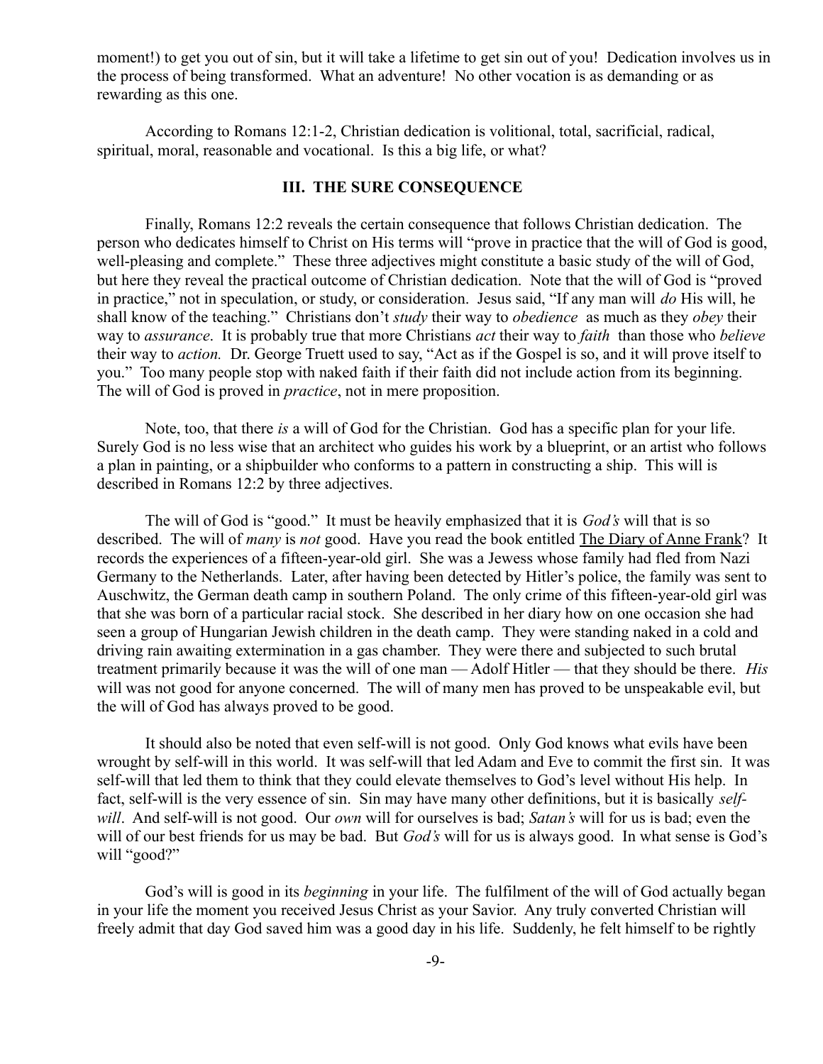moment!) to get you out of sin, but it will take a lifetime to get sin out of you! Dedication involves us in the process of being transformed. What an adventure! No other vocation is as demanding or as rewarding as this one.

According to Romans 12:1-2, Christian dedication is volitional, total, sacrificial, radical, spiritual, moral, reasonable and vocational. Is this a big life, or what?

### III. THE SURE CONSEQUENCE

Finally, Romans 12:2 reveals the certain consequence that follows Christian dedication. The person who dedicates himself to Christ on His terms will "prove in practice that the will of God is good, well-pleasing and complete." These three adjectives might constitute a basic study of the will of God, but here they reveal the practical outcome of Christian dedication. Note that the will of God is "proved in practice," not in speculation, or study, or consideration. Jesus said, "If any man will *do* His will, he shall know of the teaching." Christians don't *study* their way to *obedience* as much as they *obey* their way to *assurance*. It is probably true that more Christians *act* their way to *faith* than those who *believe* their way to *action.* Dr. George Truett used to say, "Act as if the Gospel is so, and it will prove itself to you." Too many people stop with naked faith if their faith did not include action from its beginning. The will of God is proved in *practice*, not in mere proposition.

Note, too, that there *is* a will of God for the Christian. God has a specific plan for your life. Surely God is no less wise that an architect who guides his work by a blueprint, or an artist who follows a plan in painting, or a shipbuilder who conforms to a pattern in constructing a ship. This will is described in Romans 12:2 by three adjectives.

The will of God is "good." It must be heavily emphasized that it is *God's* will that is so described. The will of *many* is *not* good. Have you read the book entitled <u>The Diary of Anne Frank</u>? It records the experiences of a fifteen-year-old girl. She was a Jewess whose family had fled from Nazi Germany to the Netherlands. Later, after having been detected by Hitler's police, the family was sent to Auschwitz, the German death camp in southern Poland. The only crime of this fifteen-year-old girl was that she was born of a particular racial stock. She described in her diary how on one occasion she had seen a group of Hungarian Jewish children in the death camp. They were standing naked in a cold and driving rain awaiting extermination in a gas chamber. They were there and subjected to such brutal treatment primarily because it was the will of one man — Adolf Hitler — that they should be there. *His* will was not good for anyone concerned. The will of many men has proved to be unspeakable evil, but the will of God has always proved to be good.

It should also be noted that even self-will is not good. Only God knows what evils have been wrought by self-will in this world. It was self-will that led Adam and Eve to commit the first sin. It was self-will that led them to think that they could elevate themselves to God's level without His help. In fact, self-will is the very essence of sin. Sin may have many other definitions, but it is basically *self-will*. And self-will is not good. Our *own* will for ourselves is bad; *Satan's* will for us is bad; even the will of our best friends for us may be bad. But *God's* will for us is always good. In what sense is God's will "good?"

God's will is good in its *beginning* in your life. The fulfilment of the will of God actually began in your life the moment you received Jesus Christ as your Savior. Any truly converted Christian will freely admit that day God saved him was a good day in his life. Suddenly, he felt himself to be rightly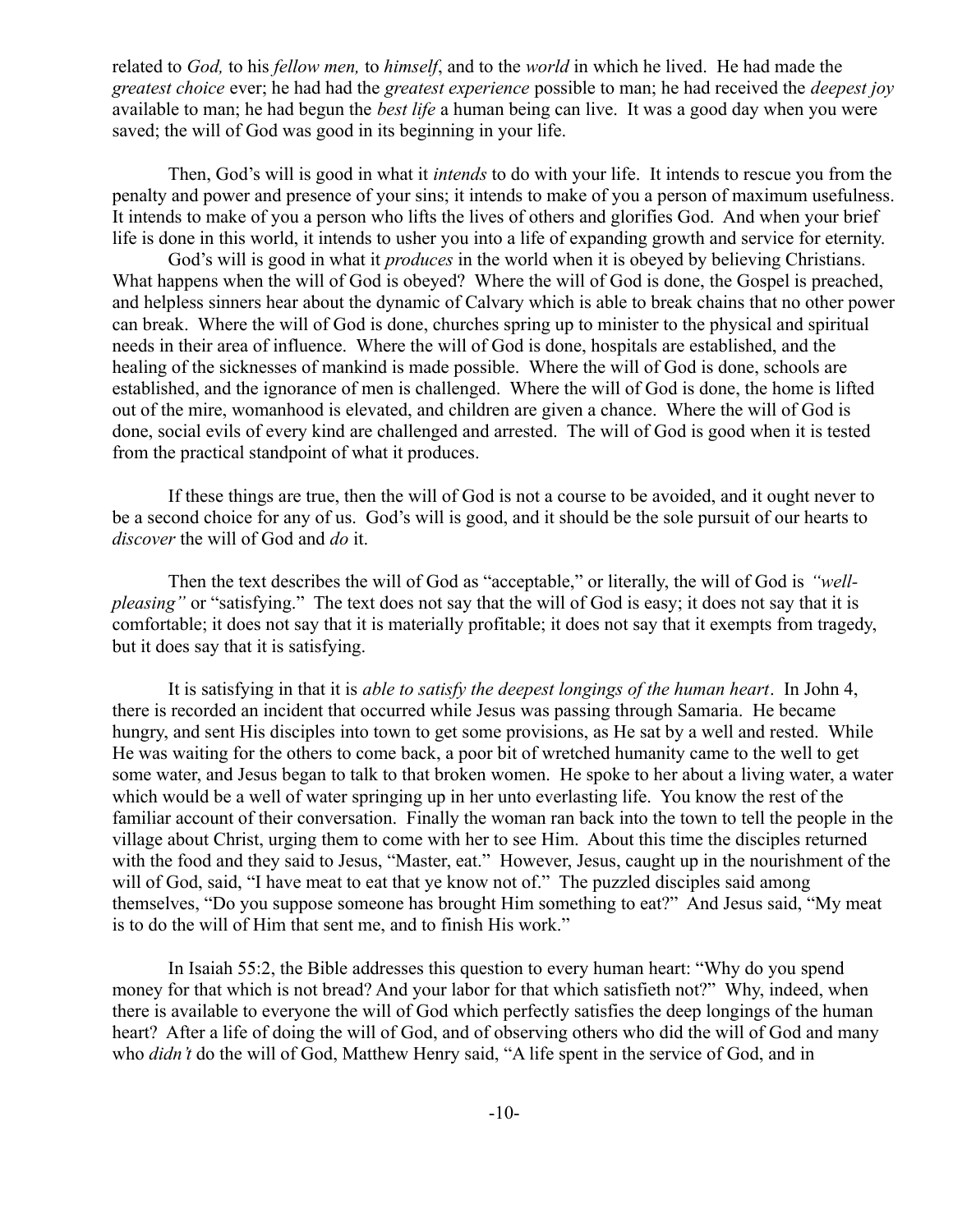related to *God,* to his *fellow men,* to *himself*, and to the *world* in which he lived. He had made the *greatest choice* ever; he had had the *greatest experience* possible to man; he had received the *deepest joy* available to man; he had begun the *best life* a human being can live. It was a good day when you were saved; the will of God was good in its beginning in your life.

Then, God's will is good in what it *intends* to do with your life. It intends to rescue you from the penalty and power and presence of your sins; it intends to make of you a person of maximum usefulness. It intends to make of you a person who lifts the lives of others and glorifies God. And when your brief life is done in this world, it intends to usher you into a life of expanding growth and service for eternity.

God's will is good in what it *produces* in the world when it is obeyed by believing Christians. What happens when the will of God is obeyed? Where the will of God is done, the Gospel is preached, and helpless sinners hear about the dynamic of Calvary which is able to break chains that no other power can break. Where the will of God is done, churches spring up to minister to the physical and spiritual needs in their area of influence. Where the will of God is done, hospitals are established, and the healing of the sicknesses of mankind is made possible. Where the will of God is done, schools are established, and the ignorance of men is challenged. Where the will of God is done, the home is lifted out of the mire, womanhood is elevated, and children are given a chance. Where the will of God is done, social evils of every kind are challenged and arrested. The will of God is good when it is tested from the practical standpoint of what it produces.

If these things are true, then the will of God is not a course to be avoided, and it ought never to be a second choice for any of us. God's will is good, and it should be the sole pursuit of our hearts to *discover* the will of God and *do* it.

Then the text describes the will of God as "acceptable," or literally, the will of God is *"well-pleasing"* or "satisfying." The text does not say that the will of God is easy; it does not say that it is comfortable; it does not say that it is materially profitable; it does not say that it exempts from tragedy, but it does say that it is satisfying.

It is satisfying in that it is *able to satisfy the deepest longings of the human heart*. In John 4, there is recorded an incident that occurred while Jesus was passing through Samaria. He became hungry, and sent His disciples into town to get some provisions, as He sat by a well and rested. While He was waiting for the others to come back, a poor bit of wretched humanity came to the well to get some water, and Jesus began to talk to that broken women. He spoke to her about a living water, a water which would be a well of water springing up in her unto everlasting life. You know the rest of the familiar account of their conversation. Finally the woman ran back into the town to tell the people in the village about Christ, urging them to come with her to see Him. About this time the disciples returned with the food and they said to Jesus, "Master, eat." However, Jesus, caught up in the nourishment of the will of God, said, "I have meat to eat that ye know not of." The puzzled disciples said among themselves, "Do you suppose someone has brought Him something to eat?" And Jesus said, "My meat is to do the will of Him that sent me, and to finish His work."

In Isaiah 55:2, the Bible addresses this question to every human heart: "Why do you spend money for that which is not bread? And your labor for that which satisfieth not?" Why, indeed, when there is available to everyone the will of God which perfectly satisfies the deep longings of the human heart? After a life of doing the will of God, and of observing others who did the will of God and many who *didn't* do the will of God, Matthew Henry said, "A life spent in the service of God, and in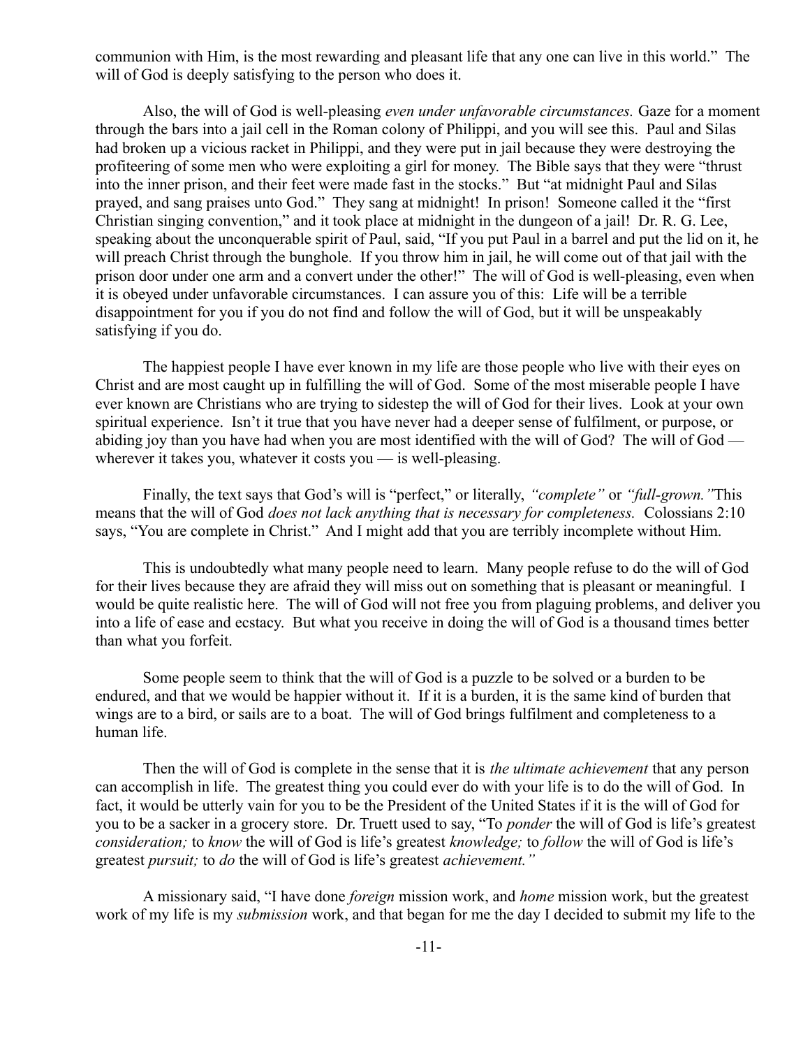communion with Him, is the most rewarding and pleasant life that any one can live in this world." The will of God is deeply satisfying to the person who does it.

Also, the will of God is well-pleasing *even under unfavorable circumstances.* Gaze for a moment through the bars into a jail cell in the Roman colony of Philippi, and you will see this. Paul and Silas had broken up a vicious racket in Philippi, and they were put in jail because they were destroying the profiteering of some men who were exploiting a girl for money. The Bible says that they were "thrust into the inner prison, and their feet were made fast in the stocks." But "at midnight Paul and Silas prayed, and sang praises unto God." They sang at midnight! In prison! Someone called it the "first Christian singing convention," and it took place at midnight in the dungeon of a jail! Dr. R. G. Lee, speaking about the unconquerable spirit of Paul, said, "If you put Paul in a barrel and put the lid on it, he will preach Christ through the bunghole. If you throw him in jail, he will come out of that jail with the prison door under one arm and a convert under the other!" The will of God is well-pleasing, even when it is obeyed under unfavorable circumstances. I can assure you of this: Life will be a terrible disappointment for you if you do not find and follow the will of God, but it will be unspeakably satisfying if you do.

The happiest people I have ever known in my life are those people who live with their eyes on Christ and are most caught up in fulfilling the will of God. Some of the most miserable people I have ever known are Christians who are trying to sidestep the will of God for their lives. Look at your own spiritual experience. Isn't it true that you have never had a deeper sense of fulfilment, or purpose, or abiding joy than you have had when you are most identified with the will of God? The will of God — wherever it takes you, whatever it costs you — is well-pleasing.

Finally, the text says that God's will is "perfect," or literally, *"complete"* or *"full-grown."* This means that the will of God *does not lack anything that is necessary for completeness.* Colossians 2:10 says, "You are complete in Christ." And I might add that you are terribly incomplete without Him.

This is undoubtedly what many people need to learn. Many people refuse to do the will of God for their lives because they are afraid they will miss out on something that is pleasant or meaningful. I would be quite realistic here. The will of God will not free you from plaguing problems, and deliver you into a life of ease and ecstacy. But what you receive in doing the will of God is a thousand times better than what you forfeit.

Some people seem to think that the will of God is a puzzle to be solved or a burden to be endured, and that we would be happier without it. If it is a burden, it is the same kind of burden that wings are to a bird, or sails are to a boat. The will of God brings fulfilment and completeness to a human life.

Then the will of God is complete in the sense that it is *the ultimate achievement* that any person can accomplish in life. The greatest thing you could ever do with your life is to do the will of God. In fact, it would be utterly vain for you to be the President of the United States if it is the will of God for you to be a sacker in a grocery store. Dr. Truett used to say, "To *ponder* the will of God is life's greatest *consideration;* to *know* the will of God is life's greatest *knowledge;* to *follow* the will of God is life's greatest *pursuit;* to *do* the will of God is life's greatest *achievement."*

A missionary said, "I have done *foreign* mission work, and *home* mission work, but the greatest work of my life is my *submission* work, and that began for me the day I decided to submit my life to the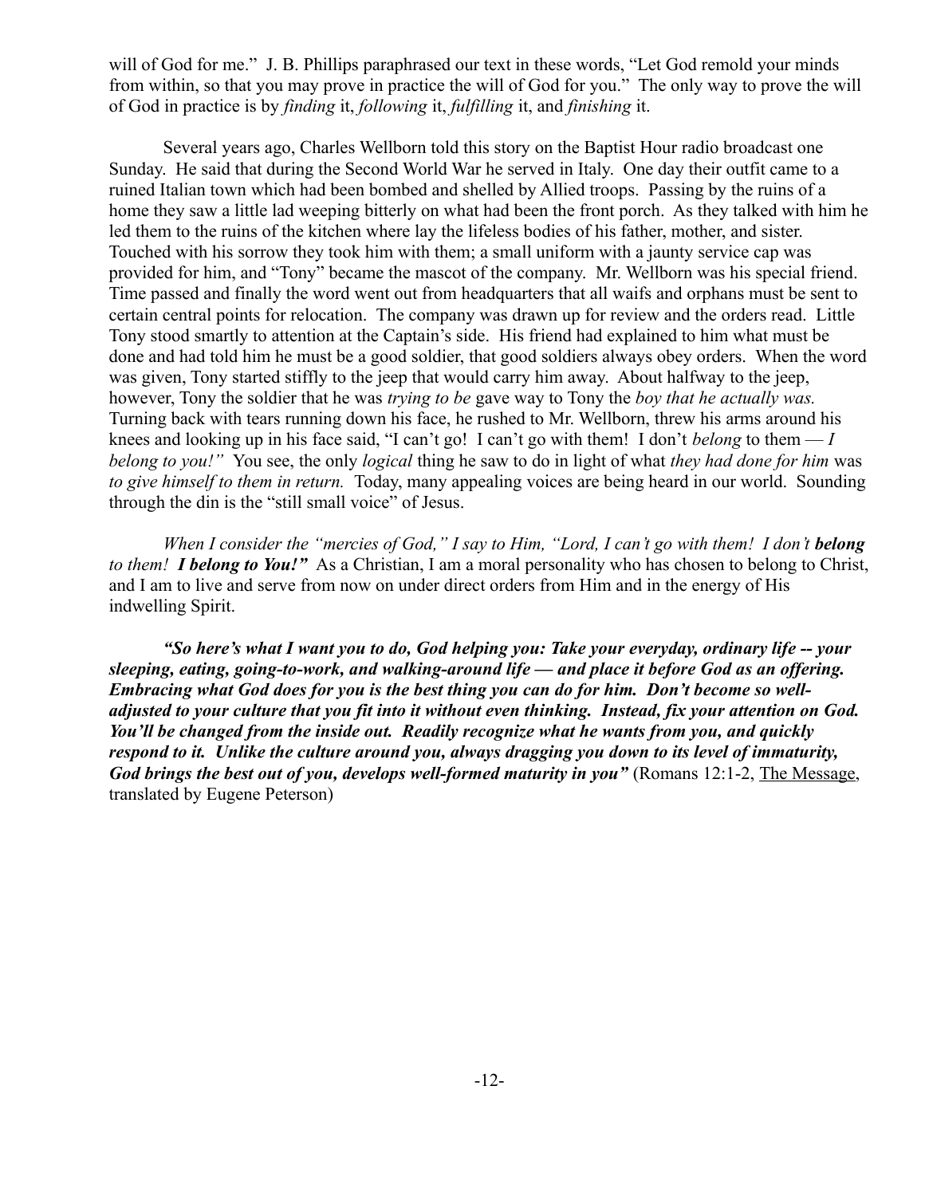will of God for me." J. B. Phillips paraphrased our text in these words, "Let God remold your minds from within, so that you may prove in practice the will of God for you." The only way to prove the will of God in practice is by *finding* it, *following* it, *fulfilling* it, and *finishing* it.

Several years ago, Charles Wellborn told this story on the Baptist Hour radio broadcast one Sunday. He said that during the Second World War he served in Italy. One day their outfit came to a ruined Italian town which had been bombed and shelled by Allied troops. Passing by the ruins of a home they saw a little lad weeping bitterly on what had been the front porch. As they talked with him he led them to the ruins of the kitchen where lay the lifeless bodies of his father, mother, and sister. Touched with his sorrow they took him with them; a small uniform with a jaunty service cap was provided for him, and "Tony" became the mascot of the company. Mr. Wellborn was his special friend. Time passed and finally the word went out from headquarters that all waifs and orphans must be sent to certain central points for relocation. The company was drawn up for review and the orders read. Little Tony stood smartly to attention at the Captain's side. His friend had explained to him what must be done and had told him he must be a good soldier, that good soldiers always obey orders. When the word was given, Tony started stiffly to the jeep that would carry him away. About halfway to the jeep, however, Tony the soldier that he was *trying to be* gave way to Tony the *boy that he actually was.* Turning back with tears running down his face, he rushed to Mr. Wellborn, threw his arms around his knees and looking up in his face said, "I can't go! I can't go with them! I don't *belong* to them — *I belong to you!"* You see, the only *logical* thing he saw to do in light of what *they had done for him* was *to give himself to them in return.* Today, many appealing voices are being heard in our world. Sounding through the din is the "still small voice" of Jesus.

*When I consider the "mercies of God," I say to Him, "Lord, I can't go with them! I don't* ***belong*** *to them!* ***I belong to You!"*** As a Christian, I am a moral personality who has chosen to belong to Christ, and I am to live and serve from now on under direct orders from Him and in the energy of His indwelling Spirit.

***"So here's what I want you to do, God helping you: Take your everyday, ordinary life -- your sleeping, eating, going-to-work, and walking-around life — and place it before God as an offering. Embracing what God does for you is the best thing you can do for him. Don't become so well-adjusted to your culture that you fit into it without even thinking. Instead, fix your attention on God. You'll be changed from the inside out. Readily recognize what he wants from you, and quickly respond to it. Unlike the culture around you, always dragging you down to its level of immaturity, God brings the best out of you, develops well-formed maturity in you"*** (Romans 12:1-2, The Message, translated by Eugene Peterson)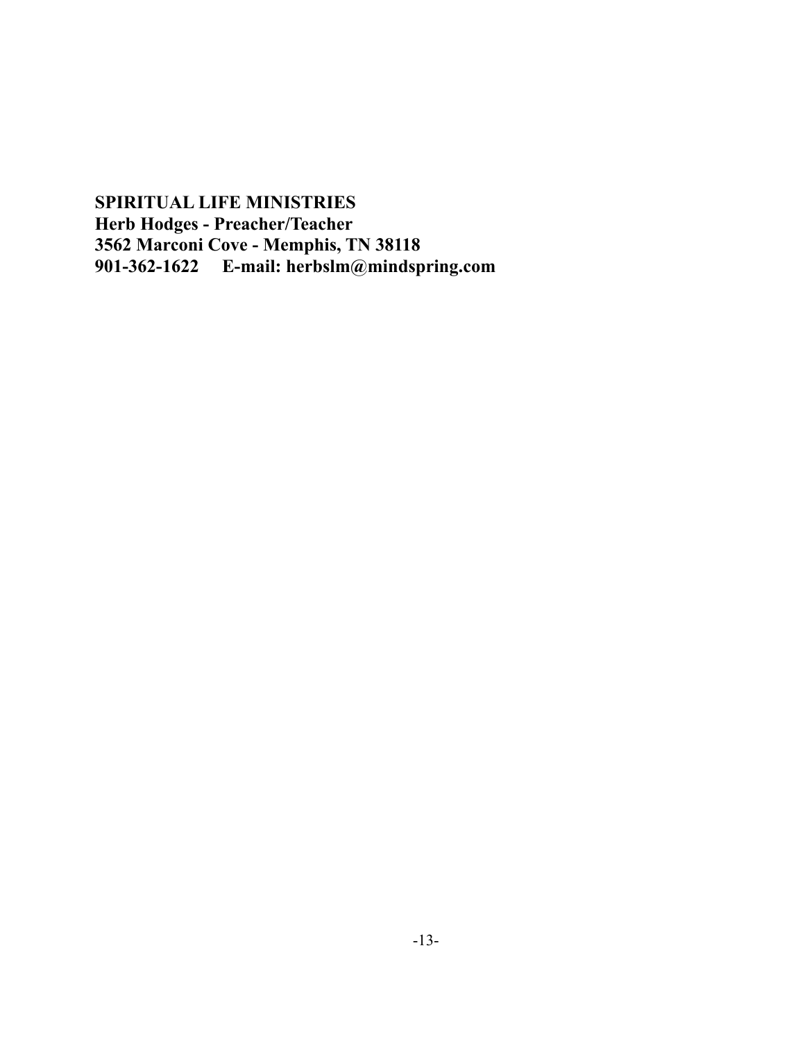**SPIRITUAL LIFE MINISTRIES**
**Herb Hodges - Preacher/Teacher**
**3562 Marconi Cove - Memphis, TN 38118**
**901-362-1622 E-mail: herbslm@mindspring.com**